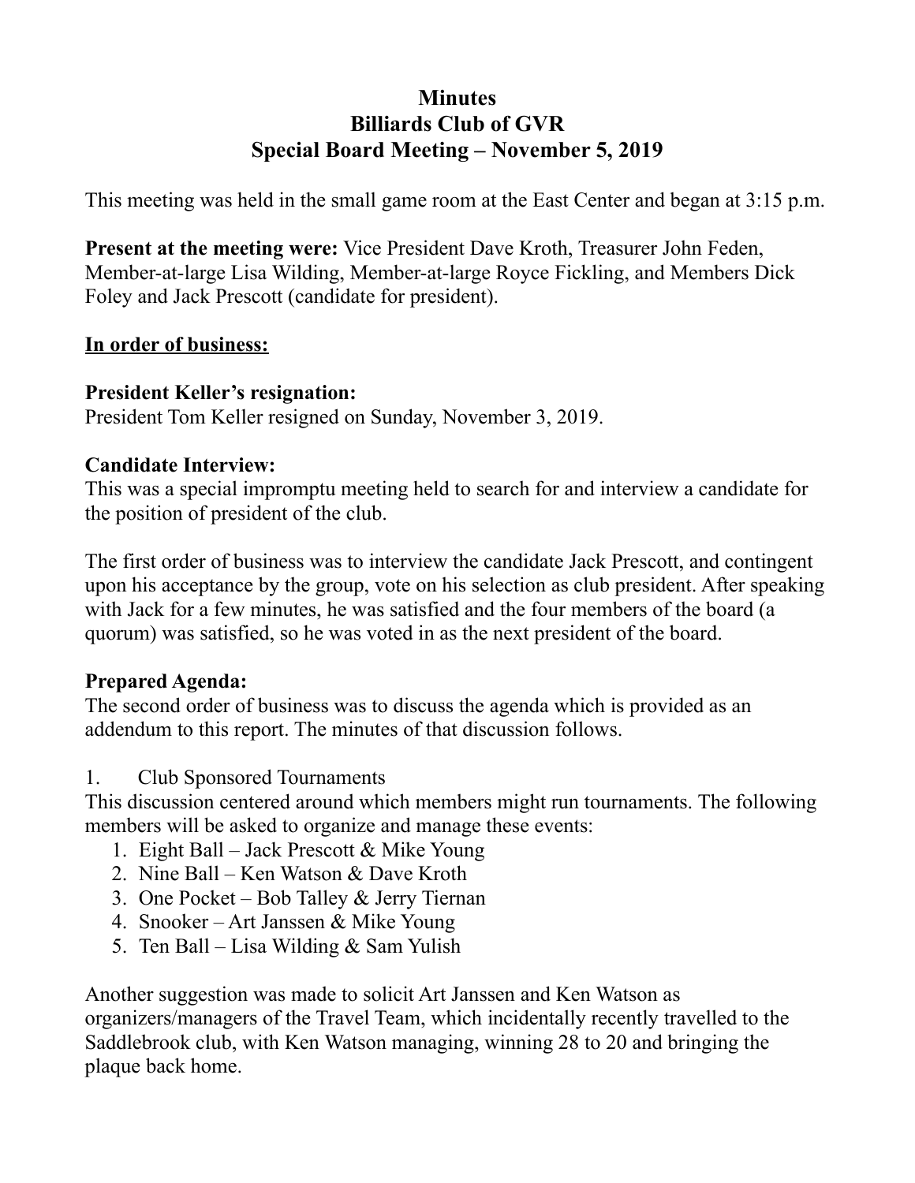# Minutes
# Billiards Club of GVR
# Special Board Meeting – November 5, 2019

This meeting was held in the small game room at the East Center and began at 3:15 p.m.

**Present at the meeting were:** Vice President Dave Kroth, Treasurer John Feden, Member-at-large Lisa Wilding, Member-at-large Royce Fickling, and Members Dick Foley and Jack Prescott (candidate for president).

**<u>In order of business:</u>**

**President Keller's resignation:**
President Tom Keller resigned on Sunday, November 3, 2019.

**Candidate Interview:**
This was a special impromptu meeting held to search for and interview a candidate for the position of president of the club.

The first order of business was to interview the candidate Jack Prescott, and contingent upon his acceptance by the group, vote on his selection as club president. After speaking with Jack for a few minutes, he was satisfied and the four members of the board (a quorum) was satisfied, so he was voted in as the next president of the board.

**Prepared Agenda:**
The second order of business was to discuss the agenda which is provided as an addendum to this report. The minutes of that discussion follows.

1. Club Sponsored Tournaments

This discussion centered around which members might run tournaments. The following members will be asked to organize and manage these events:

1. Eight Ball – Jack Prescott & Mike Young
2. Nine Ball – Ken Watson & Dave Kroth
3. One Pocket – Bob Talley & Jerry Tiernan
4. Snooker – Art Janssen & Mike Young
5. Ten Ball – Lisa Wilding & Sam Yulish

Another suggestion was made to solicit Art Janssen and Ken Watson as organizers/managers of the Travel Team, which incidentally recently travelled to the Saddlebrook club, with Ken Watson managing, winning 28 to 20 and bringing the plaque back home.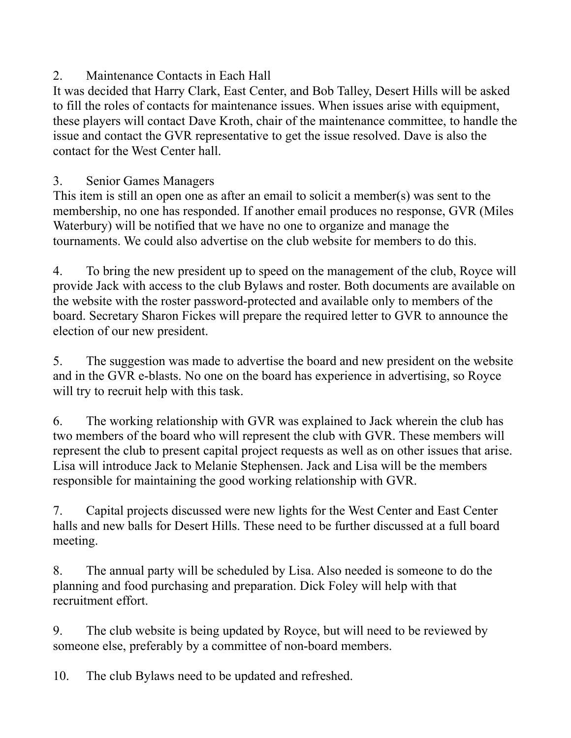2. Maintenance Contacts in Each Hall

It was decided that Harry Clark, East Center, and Bob Talley, Desert Hills will be asked to fill the roles of contacts for maintenance issues. When issues arise with equipment, these players will contact Dave Kroth, chair of the maintenance committee, to handle the issue and contact the GVR representative to get the issue resolved. Dave is also the contact for the West Center hall.

3. Senior Games Managers

This item is still an open one as after an email to solicit a member(s) was sent to the membership, no one has responded. If another email produces no response, GVR (Miles Waterbury) will be notified that we have no one to organize and manage the tournaments. We could also advertise on the club website for members to do this.

4. To bring the new president up to speed on the management of the club, Royce will provide Jack with access to the club Bylaws and roster. Both documents are available on the website with the roster password-protected and available only to members of the board. Secretary Sharon Fickes will prepare the required letter to GVR to announce the election of our new president.

5. The suggestion was made to advertise the board and new president on the website and in the GVR e-blasts. No one on the board has experience in advertising, so Royce will try to recruit help with this task.

6. The working relationship with GVR was explained to Jack wherein the club has two members of the board who will represent the club with GVR. These members will represent the club to present capital project requests as well as on other issues that arise. Lisa will introduce Jack to Melanie Stephensen. Jack and Lisa will be the members responsible for maintaining the good working relationship with GVR.

7. Capital projects discussed were new lights for the West Center and East Center halls and new balls for Desert Hills. These need to be further discussed at a full board meeting.

8. The annual party will be scheduled by Lisa. Also needed is someone to do the planning and food purchasing and preparation. Dick Foley will help with that recruitment effort.

9. The club website is being updated by Royce, but will need to be reviewed by someone else, preferably by a committee of non-board members.

10. The club Bylaws need to be updated and refreshed.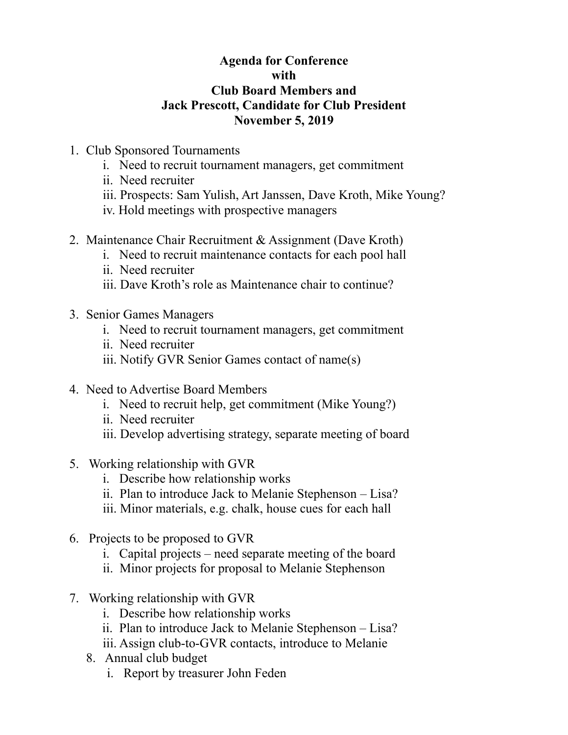**Agenda for Conference**
**with**
**Club Board Members and**
**Jack Prescott, Candidate for Club President**
**November 5, 2019**

1. Club Sponsored Tournaments
   - i. Need to recruit tournament managers, get commitment
   - ii. Need recruiter
   - iii. Prospects: Sam Yulish, Art Janssen, Dave Kroth, Mike Young?
   - iv. Hold meetings with prospective managers

2. Maintenance Chair Recruitment & Assignment (Dave Kroth)
   - i. Need to recruit maintenance contacts for each pool hall
   - ii. Need recruiter
   - iii. Dave Kroth's role as Maintenance chair to continue?

3. Senior Games Managers
   - i. Need to recruit tournament managers, get commitment
   - ii. Need recruiter
   - iii. Notify GVR Senior Games contact of name(s)

4. Need to Advertise Board Members
   - i. Need to recruit help, get commitment (Mike Young?)
   - ii. Need recruiter
   - iii. Develop advertising strategy, separate meeting of board

5. Working relationship with GVR
   - i. Describe how relationship works
   - ii. Plan to introduce Jack to Melanie Stephenson – Lisa?
   - iii. Minor materials, e.g. chalk, house cues for each hall

6. Projects to be proposed to GVR
   - i. Capital projects – need separate meeting of the board
   - ii. Minor projects for proposal to Melanie Stephenson

7. Working relationship with GVR
   - i. Describe how relationship works
   - ii. Plan to introduce Jack to Melanie Stephenson – Lisa?
   - iii. Assign club-to-GVR contacts, introduce to Melanie

8. Annual club budget
   - i. Report by treasurer John Feden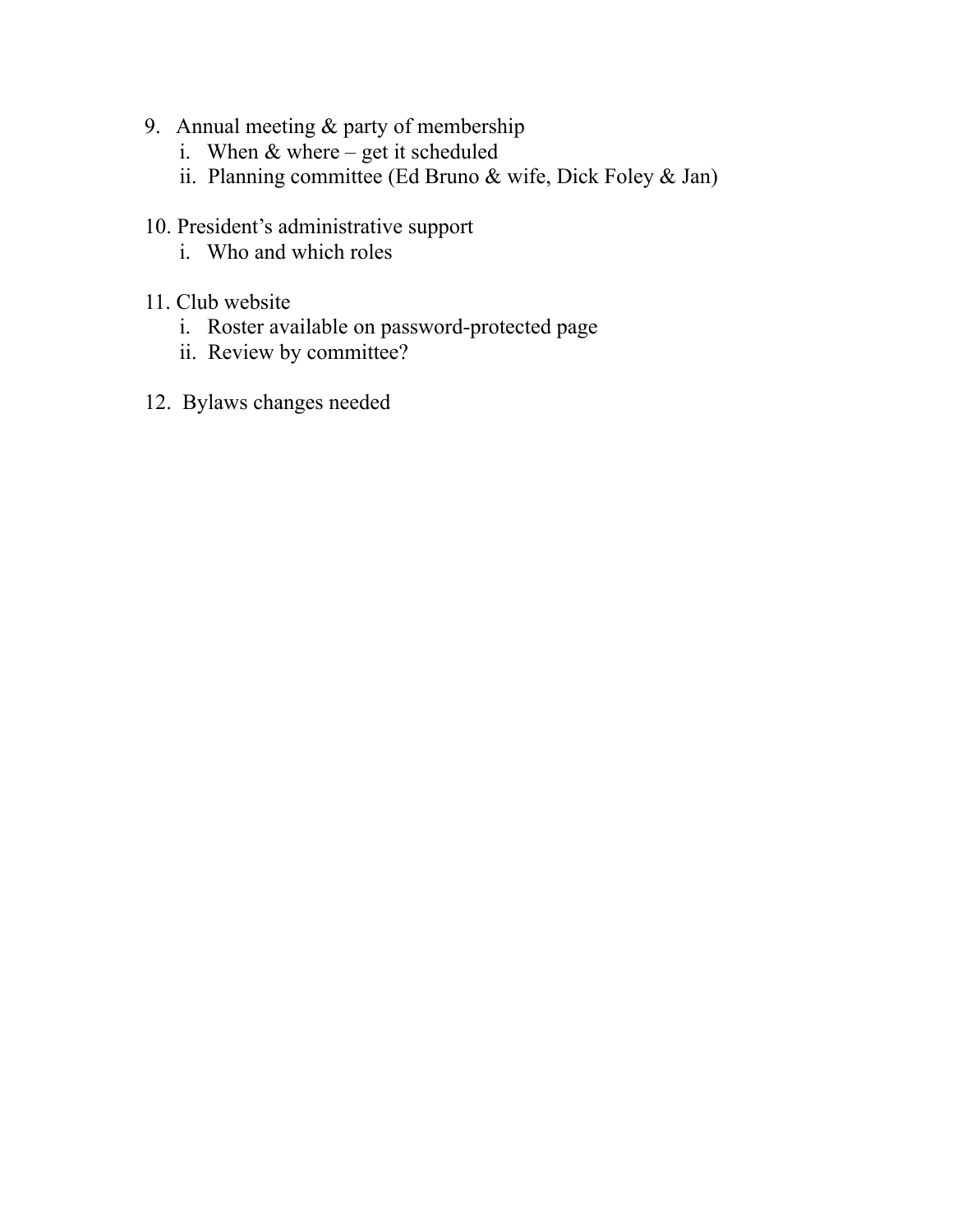9. Annual meeting & party of membership
   i. When & where – get it scheduled
   ii. Planning committee (Ed Bruno & wife, Dick Foley & Jan)

10. President's administrative support
    i. Who and which roles

11. Club website
    i. Roster available on password-protected page
    ii. Review by committee?

12. Bylaws changes needed